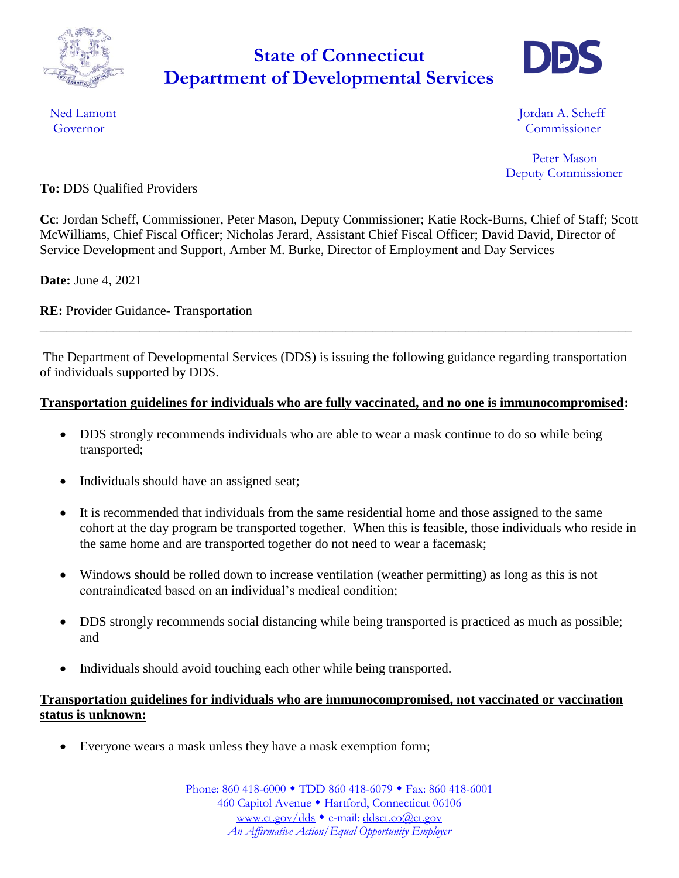# State of Connecticut
# Department of Developmental Services

Ned Lamont
Governor

Jordan A. Scheff
Commissioner

Peter Mason
Deputy Commissioner

**To:** DDS Qualified Providers

**Cc**: Jordan Scheff, Commissioner, Peter Mason, Deputy Commissioner; Katie Rock-Burns, Chief of Staff; Scott McWilliams, Chief Fiscal Officer; Nicholas Jerard, Assistant Chief Fiscal Officer; David David, Director of Service Development and Support, Amber M. Burke, Director of Employment and Day Services

**Date:** June 4, 2021

**RE:** Provider Guidance- Transportation

---

The Department of Developmental Services (DDS) is issuing the following guidance regarding transportation of individuals supported by DDS.

**Transportation guidelines for individuals who are fully vaccinated, and no one is immunocompromised:**

- DDS strongly recommends individuals who are able to wear a mask continue to do so while being transported;
- Individuals should have an assigned seat;
- It is recommended that individuals from the same residential home and those assigned to the same cohort at the day program be transported together. When this is feasible, those individuals who reside in the same home and are transported together do not need to wear a facemask;
- Windows should be rolled down to increase ventilation (weather permitting) as long as this is not contraindicated based on an individual's medical condition;
- DDS strongly recommends social distancing while being transported is practiced as much as possible; and
- Individuals should avoid touching each other while being transported.

**Transportation guidelines for individuals who are immunocompromised, not vaccinated or vaccination status is unknown:**

- Everyone wears a mask unless they have a mask exemption form;

Phone: 860 418-6000 ◆ TDD 860 418-6079 ◆ Fax: 860 418-6001
460 Capitol Avenue ◆ Hartford, Connecticut 06106
www.ct.gov/dds ◆ e-mail: ddsct.co@ct.gov
*An Affirmative Action/Equal Opportunity Employer*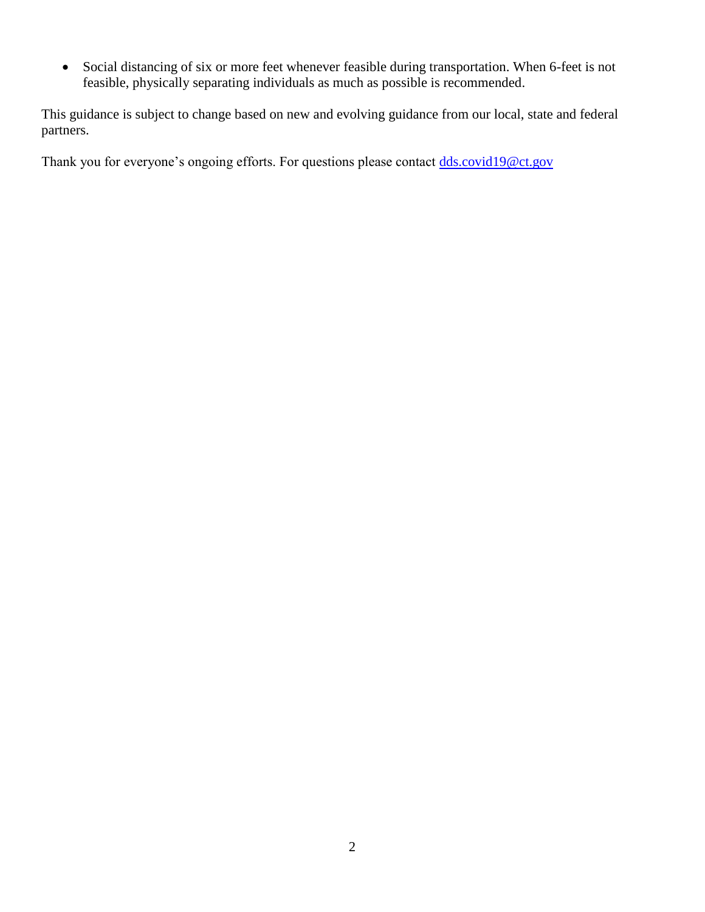- Social distancing of six or more feet whenever feasible during transportation. When 6-feet is not feasible, physically separating individuals as much as possible is recommended.

This guidance is subject to change based on new and evolving guidance from our local, state and federal partners.

Thank you for everyone's ongoing efforts. For questions please contact dds.covid19@ct.gov